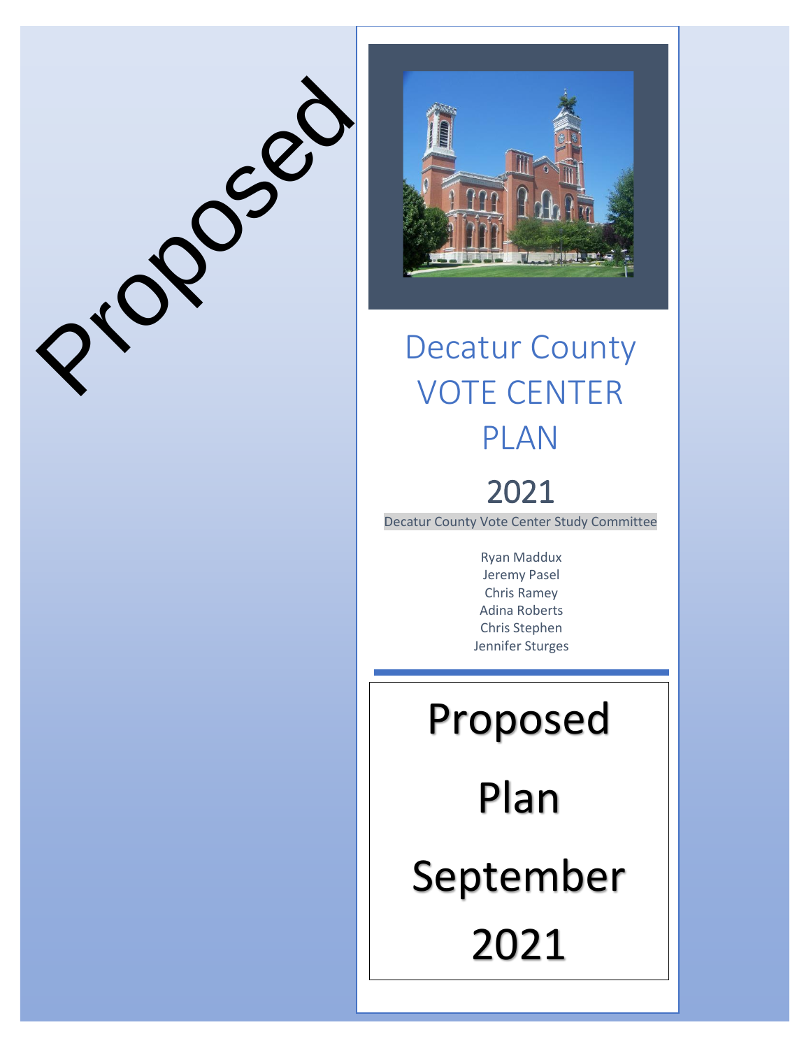Proposed

# Decatur County VOTE CENTER PLAN

## 2021

Decatur County Vote Center Study Committee

Ryan Maddux
Jeremy Pasel
Chris Ramey
Adina Roberts
Chris Stephen
Jennifer Sturges

Proposed

Plan

September

2021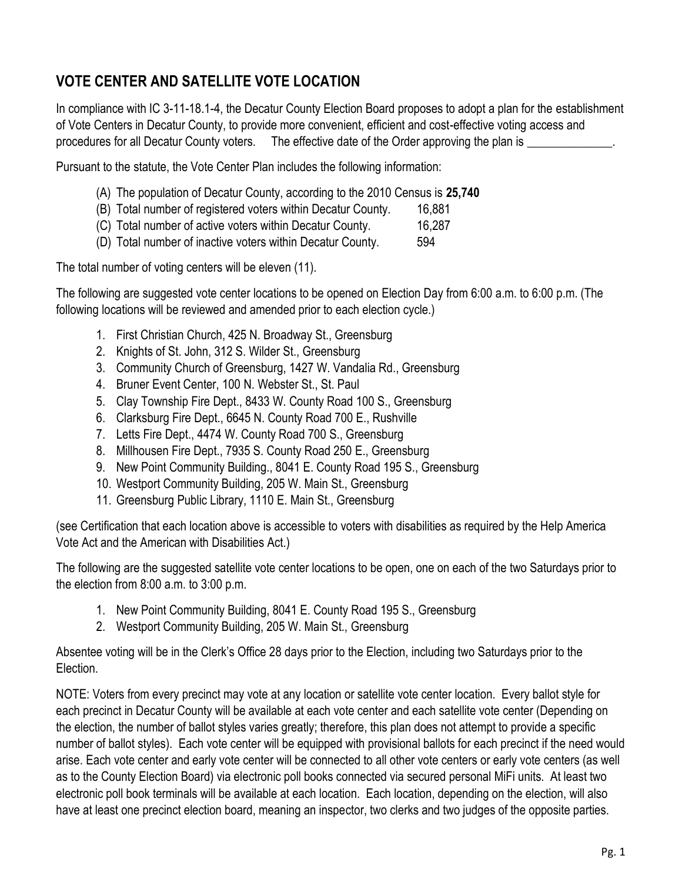## VOTE CENTER AND SATELLITE VOTE LOCATION

In compliance with IC 3-11-18.1-4, the Decatur County Election Board proposes to adopt a plan for the establishment of Vote Centers in Decatur County, to provide more convenient, efficient and cost-effective voting access and procedures for all Decatur County voters. The effective date of the Order approving the plan is ______________.

Pursuant to the statute, the Vote Center Plan includes the following information:

(A) The population of Decatur County, according to the 2010 Census is **25,740**
(B) Total number of registered voters within Decatur County. 16,881
(C) Total number of active voters within Decatur County. 16,287
(D) Total number of inactive voters within Decatur County. 594

The total number of voting centers will be eleven (11).

The following are suggested vote center locations to be opened on Election Day from 6:00 a.m. to 6:00 p.m. (The following locations will be reviewed and amended prior to each election cycle.)

1. First Christian Church, 425 N. Broadway St., Greensburg
2. Knights of St. John, 312 S. Wilder St., Greensburg
3. Community Church of Greensburg, 1427 W. Vandalia Rd., Greensburg
4. Bruner Event Center, 100 N. Webster St., St. Paul
5. Clay Township Fire Dept., 8433 W. County Road 100 S., Greensburg
6. Clarksburg Fire Dept., 6645 N. County Road 700 E., Rushville
7. Letts Fire Dept., 4474 W. County Road 700 S., Greensburg
8. Millhousen Fire Dept., 7935 S. County Road 250 E., Greensburg
9. New Point Community Building., 8041 E. County Road 195 S., Greensburg
10. Westport Community Building, 205 W. Main St., Greensburg
11. Greensburg Public Library, 1110 E. Main St., Greensburg

(see Certification that each location above is accessible to voters with disabilities as required by the Help America Vote Act and the American with Disabilities Act.)

The following are the suggested satellite vote center locations to be open, one on each of the two Saturdays prior to the election from 8:00 a.m. to 3:00 p.m.

1. New Point Community Building, 8041 E. County Road 195 S., Greensburg
2. Westport Community Building, 205 W. Main St., Greensburg

Absentee voting will be in the Clerk's Office 28 days prior to the Election, including two Saturdays prior to the Election.

NOTE: Voters from every precinct may vote at any location or satellite vote center location. Every ballot style for each precinct in Decatur County will be available at each vote center and each satellite vote center (Depending on the election, the number of ballot styles varies greatly; therefore, this plan does not attempt to provide a specific number of ballot styles). Each vote center will be equipped with provisional ballots for each precinct if the need would arise. Each vote center and early vote center will be connected to all other vote centers or early vote centers (as well as to the County Election Board) via electronic poll books connected via secured personal MiFi units. At least two electronic poll book terminals will be available at each location. Each location, depending on the election, will also have at least one precinct election board, meaning an inspector, two clerks and two judges of the opposite parties.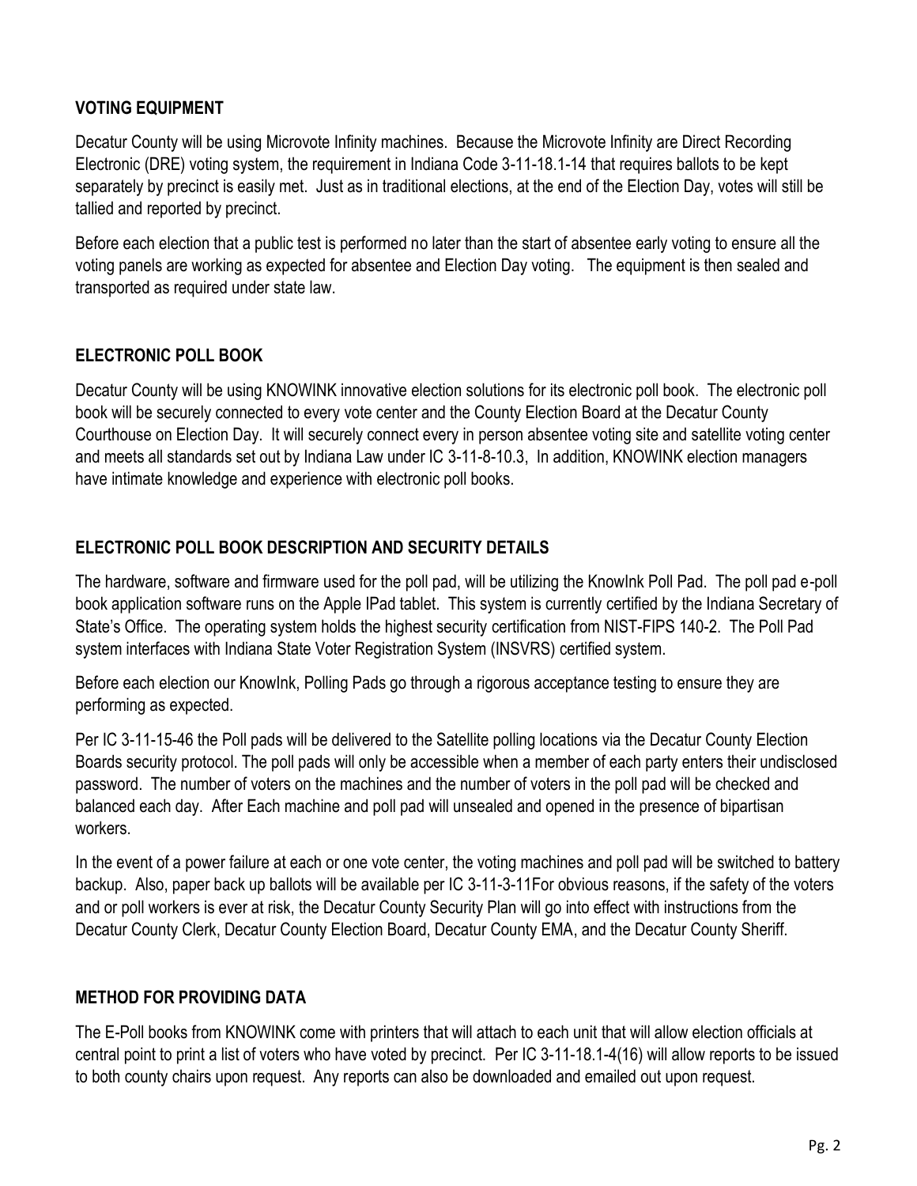## VOTING EQUIPMENT

Decatur County will be using Microvote Infinity machines. Because the Microvote Infinity are Direct Recording Electronic (DRE) voting system, the requirement in Indiana Code 3-11-18.1-14 that requires ballots to be kept separately by precinct is easily met. Just as in traditional elections, at the end of the Election Day, votes will still be tallied and reported by precinct.

Before each election that a public test is performed no later than the start of absentee early voting to ensure all the voting panels are working as expected for absentee and Election Day voting. The equipment is then sealed and transported as required under state law.

## ELECTRONIC POLL BOOK

Decatur County will be using KNOWINK innovative election solutions for its electronic poll book. The electronic poll book will be securely connected to every vote center and the County Election Board at the Decatur County Courthouse on Election Day. It will securely connect every in person absentee voting site and satellite voting center and meets all standards set out by Indiana Law under IC 3-11-8-10.3, In addition, KNOWINK election managers have intimate knowledge and experience with electronic poll books.

## ELECTRONIC POLL BOOK DESCRIPTION AND SECURITY DETAILS

The hardware, software and firmware used for the poll pad, will be utilizing the KnowInk Poll Pad. The poll pad e-poll book application software runs on the Apple IPad tablet. This system is currently certified by the Indiana Secretary of State's Office. The operating system holds the highest security certification from NIST-FIPS 140-2. The Poll Pad system interfaces with Indiana State Voter Registration System (INSVRS) certified system.

Before each election our KnowInk, Polling Pads go through a rigorous acceptance testing to ensure they are performing as expected.

Per IC 3-11-15-46 the Poll pads will be delivered to the Satellite polling locations via the Decatur County Election Boards security protocol. The poll pads will only be accessible when a member of each party enters their undisclosed password. The number of voters on the machines and the number of voters in the poll pad will be checked and balanced each day. After Each machine and poll pad will unsealed and opened in the presence of bipartisan workers.

In the event of a power failure at each or one vote center, the voting machines and poll pad will be switched to battery backup. Also, paper back up ballots will be available per IC 3-11-3-11For obvious reasons, if the safety of the voters and or poll workers is ever at risk, the Decatur County Security Plan will go into effect with instructions from the Decatur County Clerk, Decatur County Election Board, Decatur County EMA, and the Decatur County Sheriff.

## METHOD FOR PROVIDING DATA

The E-Poll books from KNOWINK come with printers that will attach to each unit that will allow election officials at central point to print a list of voters who have voted by precinct. Per IC 3-11-18.1-4(16) will allow reports to be issued to both county chairs upon request. Any reports can also be downloaded and emailed out upon request.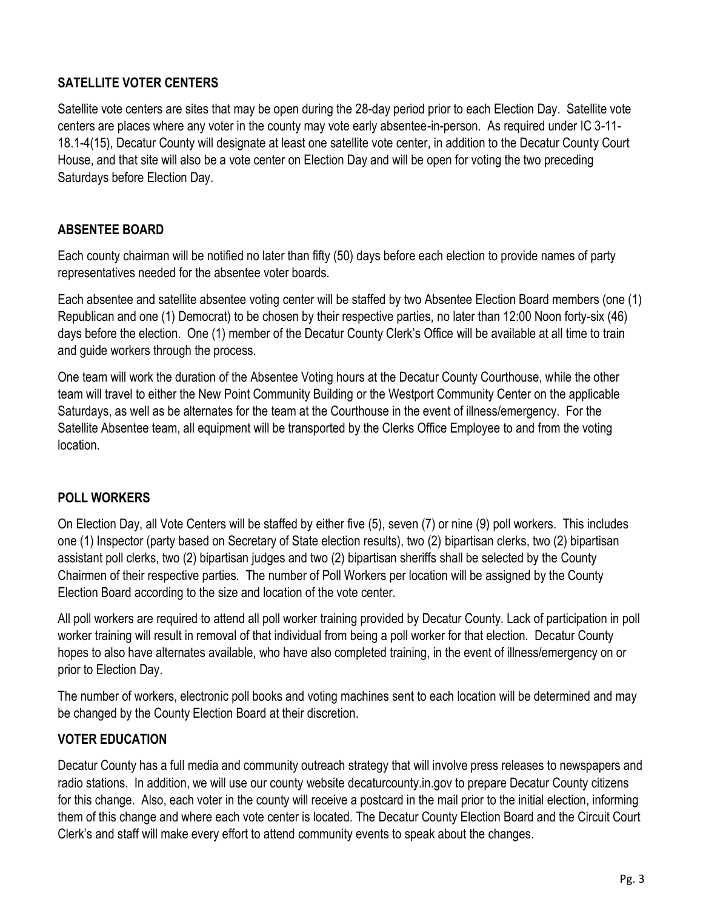## SATELLITE VOTER CENTERS

Satellite vote centers are sites that may be open during the 28-day period prior to each Election Day. Satellite vote centers are places where any voter in the county may vote early absentee-in-person. As required under IC 3-11-18.1-4(15), Decatur County will designate at least one satellite vote center, in addition to the Decatur County Court House, and that site will also be a vote center on Election Day and will be open for voting the two preceding Saturdays before Election Day.

## ABSENTEE BOARD

Each county chairman will be notified no later than fifty (50) days before each election to provide names of party representatives needed for the absentee voter boards.

Each absentee and satellite absentee voting center will be staffed by two Absentee Election Board members (one (1) Republican and one (1) Democrat) to be chosen by their respective parties, no later than 12:00 Noon forty-six (46) days before the election. One (1) member of the Decatur County Clerk's Office will be available at all time to train and guide workers through the process.

One team will work the duration of the Absentee Voting hours at the Decatur County Courthouse, while the other team will travel to either the New Point Community Building or the Westport Community Center on the applicable Saturdays, as well as be alternates for the team at the Courthouse in the event of illness/emergency. For the Satellite Absentee team, all equipment will be transported by the Clerks Office Employee to and from the voting location.

## POLL WORKERS

On Election Day, all Vote Centers will be staffed by either five (5), seven (7) or nine (9) poll workers. This includes one (1) Inspector (party based on Secretary of State election results), two (2) bipartisan clerks, two (2) bipartisan assistant poll clerks, two (2) bipartisan judges and two (2) bipartisan sheriffs shall be selected by the County Chairmen of their respective parties. The number of Poll Workers per location will be assigned by the County Election Board according to the size and location of the vote center.

All poll workers are required to attend all poll worker training provided by Decatur County. Lack of participation in poll worker training will result in removal of that individual from being a poll worker for that election. Decatur County hopes to also have alternates available, who have also completed training, in the event of illness/emergency on or prior to Election Day.

The number of workers, electronic poll books and voting machines sent to each location will be determined and may be changed by the County Election Board at their discretion.

## VOTER EDUCATION

Decatur County has a full media and community outreach strategy that will involve press releases to newspapers and radio stations. In addition, we will use our county website decaturcounty.in.gov to prepare Decatur County citizens for this change. Also, each voter in the county will receive a postcard in the mail prior to the initial election, informing them of this change and where each vote center is located. The Decatur County Election Board and the Circuit Court Clerk's and staff will make every effort to attend community events to speak about the changes.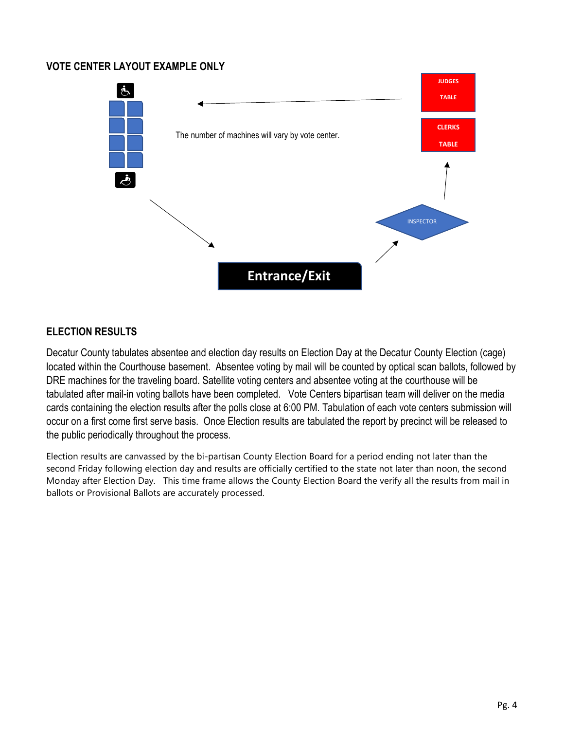## VOTE CENTER LAYOUT EXAMPLE ONLY

JUDGES TABLE

CLERKS TABLE

The number of machines will vary by vote center.

INSPECTOR

Entrance/Exit

## ELECTION RESULTS

Decatur County tabulates absentee and election day results on Election Day at the Decatur County Election (cage) located within the Courthouse basement. Absentee voting by mail will be counted by optical scan ballots, followed by DRE machines for the traveling board. Satellite voting centers and absentee voting at the courthouse will be tabulated after mail-in voting ballots have been completed. Vote Centers bipartisan team will deliver on the media cards containing the election results after the polls close at 6:00 PM. Tabulation of each vote centers submission will occur on a first come first serve basis. Once Election results are tabulated the report by precinct will be released to the public periodically throughout the process.

Election results are canvassed by the bi-partisan County Election Board for a period ending not later than the second Friday following election day and results are officially certified to the state not later than noon, the second Monday after Election Day. This time frame allows the County Election Board the verify all the results from mail in ballots or Provisional Ballots are accurately processed.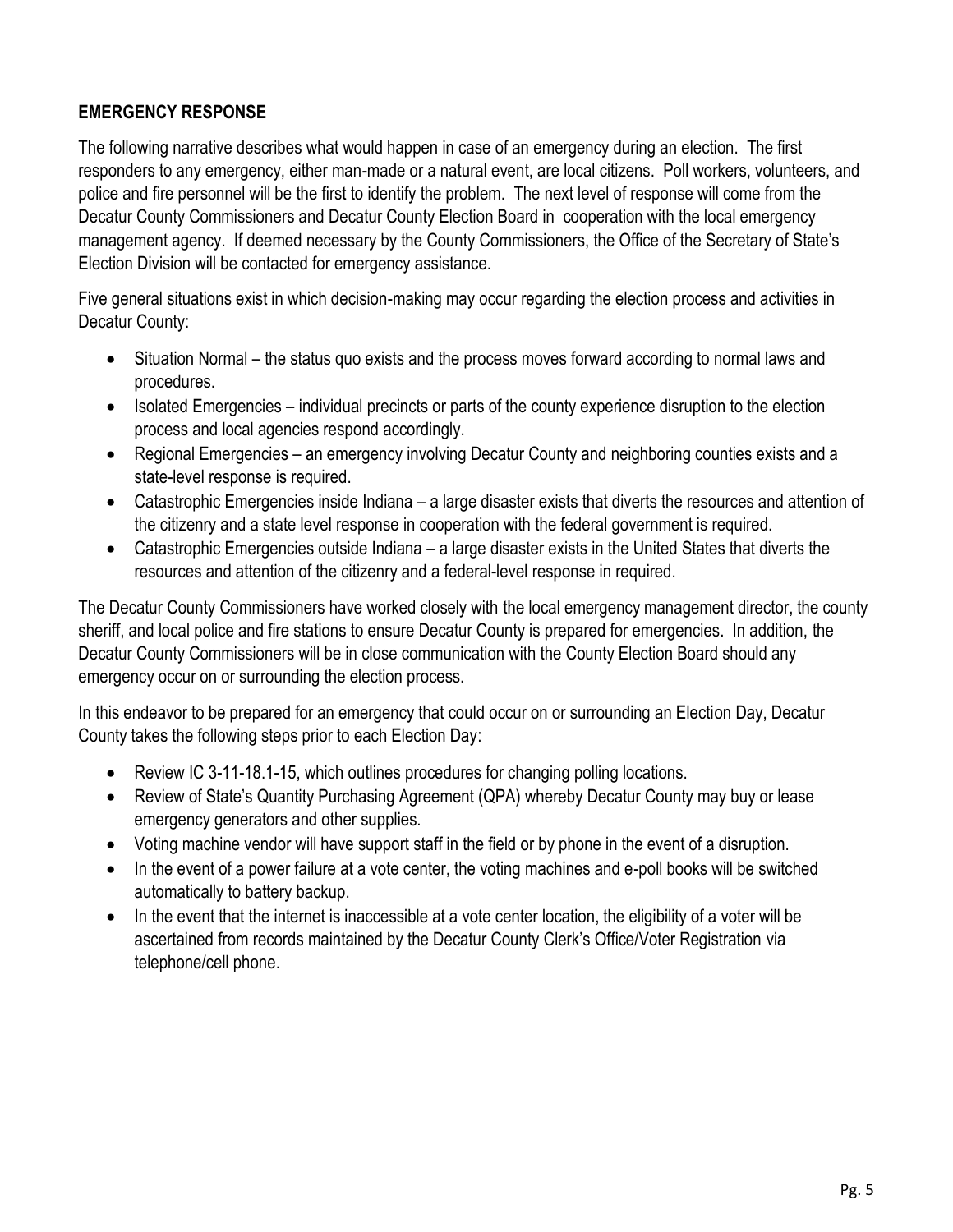## EMERGENCY RESPONSE

The following narrative describes what would happen in case of an emergency during an election. The first responders to any emergency, either man-made or a natural event, are local citizens. Poll workers, volunteers, and police and fire personnel will be the first to identify the problem. The next level of response will come from the Decatur County Commissioners and Decatur County Election Board in cooperation with the local emergency management agency. If deemed necessary by the County Commissioners, the Office of the Secretary of State's Election Division will be contacted for emergency assistance.

Five general situations exist in which decision-making may occur regarding the election process and activities in Decatur County:

- Situation Normal – the status quo exists and the process moves forward according to normal laws and procedures.
- Isolated Emergencies – individual precincts or parts of the county experience disruption to the election process and local agencies respond accordingly.
- Regional Emergencies – an emergency involving Decatur County and neighboring counties exists and a state-level response is required.
- Catastrophic Emergencies inside Indiana – a large disaster exists that diverts the resources and attention of the citizenry and a state level response in cooperation with the federal government is required.
- Catastrophic Emergencies outside Indiana – a large disaster exists in the United States that diverts the resources and attention of the citizenry and a federal-level response in required.

The Decatur County Commissioners have worked closely with the local emergency management director, the county sheriff, and local police and fire stations to ensure Decatur County is prepared for emergencies. In addition, the Decatur County Commissioners will be in close communication with the County Election Board should any emergency occur on or surrounding the election process.

In this endeavor to be prepared for an emergency that could occur on or surrounding an Election Day, Decatur County takes the following steps prior to each Election Day:

- Review IC 3-11-18.1-15, which outlines procedures for changing polling locations.
- Review of State's Quantity Purchasing Agreement (QPA) whereby Decatur County may buy or lease emergency generators and other supplies.
- Voting machine vendor will have support staff in the field or by phone in the event of a disruption.
- In the event of a power failure at a vote center, the voting machines and e-poll books will be switched automatically to battery backup.
- In the event that the internet is inaccessible at a vote center location, the eligibility of a voter will be ascertained from records maintained by the Decatur County Clerk's Office/Voter Registration via telephone/cell phone.